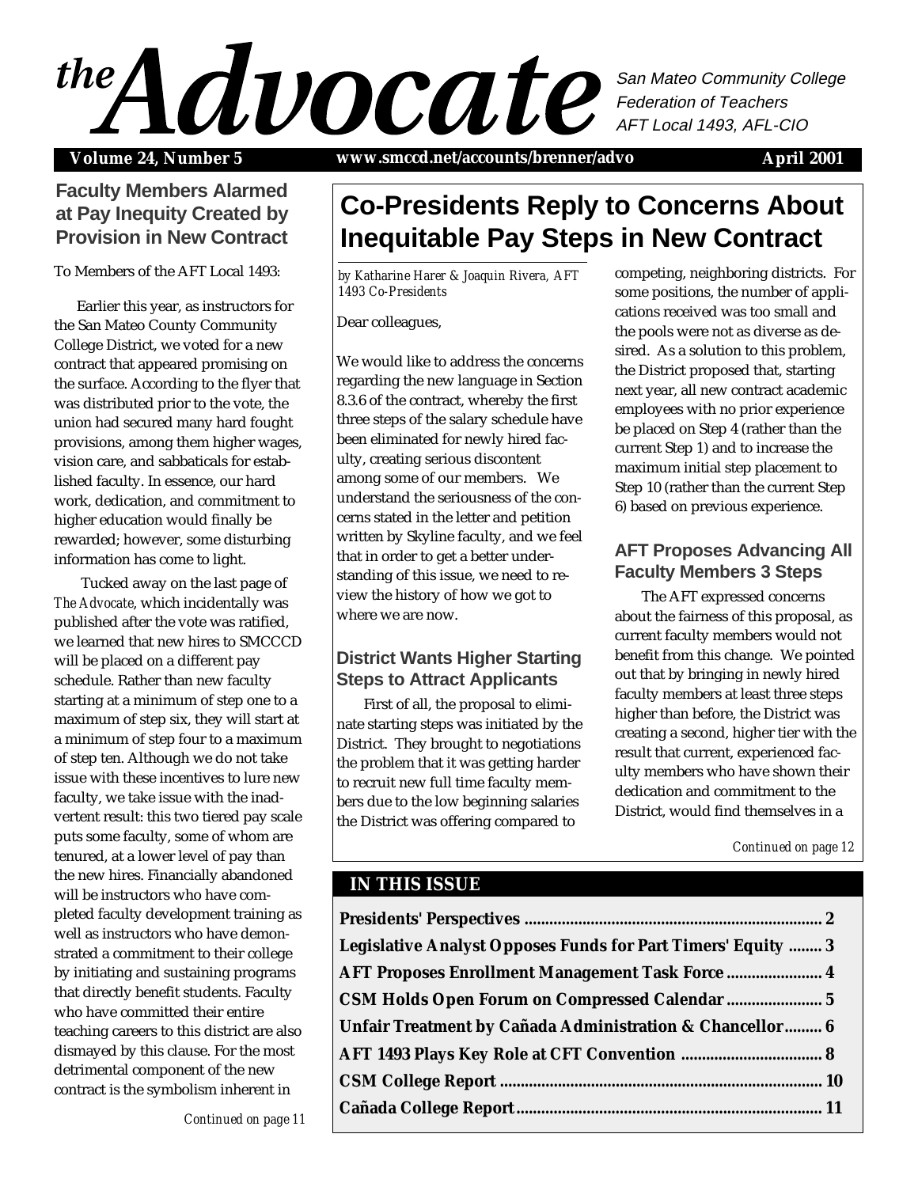# the Advocate

San Mateo Community College Federation of Teachers
AFT Local 1493, AFL-CIO

**Volume 24, Number 5** | **www.smccd.net/accounts/brenner/advo** | **April 2001**

## Faculty Members Alarmed at Pay Inequity Created by Provision in New Contract

To Members of the AFT Local 1493:

Earlier this year, as instructors for the San Mateo County Community College District, we voted for a new contract that appeared promising on the surface. According to the flyer that was distributed prior to the vote, the union had secured many hard fought provisions, among them higher wages, vision care, and sabbaticals for established faculty. In essence, our hard work, dedication, and commitment to higher education would finally be rewarded; however, some disturbing information has come to light.

Tucked away on the last page of *The Advocate*, which incidentally was published after the vote was ratified, we learned that new hires to SMCCCD will be placed on a different pay schedule. Rather than new faculty starting at a minimum of step one to a maximum of step six, they will start at a minimum of step four to a maximum of step ten. Although we do not take issue with these incentives to lure new faculty, we take issue with the inadvertent result: this two tiered pay scale puts some faculty, some of whom are tenured, at a lower level of pay than the new hires. Financially abandoned will be instructors who have completed faculty development training as well as instructors who have demonstrated a commitment to their college by initiating and sustaining programs that directly benefit students. Faculty who have committed their entire teaching careers to this district are also dismayed by this clause. For the most detrimental component of the new contract is the symbolism inherent in

*Continued on page 11*

## Co-Presidents Reply to Concerns About Inequitable Pay Steps in New Contract

*by Katharine Harer & Joaquin Rivera, AFT 1493 Co-Presidents*

Dear colleagues,

We would like to address the concerns regarding the new language in Section 8.3.6 of the contract, whereby the first three steps of the salary schedule have been eliminated for newly hired faculty, creating serious discontent among some of our members. We understand the seriousness of the concerns stated in the letter and petition written by Skyline faculty, and we feel that in order to get a better understanding of this issue, we need to review the history of how we got to where we are now.

### District Wants Higher Starting Steps to Attract Applicants

First of all, the proposal to eliminate starting steps was initiated by the District. They brought to negotiations the problem that it was getting harder to recruit new full time faculty members due to the low beginning salaries the District was offering compared to competing, neighboring districts. For some positions, the number of applications received was too small and the pools were not as diverse as desired. As a solution to this problem, the District proposed that, starting next year, all new contract academic employees with no prior experience be placed on Step 4 (rather than the current Step 1) and to increase the maximum initial step placement to Step 10 (rather than the current Step 6) based on previous experience.

### AFT Proposes Advancing All Faculty Members 3 Steps

The AFT expressed concerns about the fairness of this proposal, as current faculty members would not benefit from this change. We pointed out that by bringing in newly hired faculty members at least three steps higher than before, the District was creating a second, higher tier with the result that current, experienced faculty members who have shown their dedication and commitment to the District, would find themselves in a

*Continued on page 12*

## IN THIS ISSUE

**Presidents' Perspectives .......... 2**
**Legislative Analyst Opposes Funds for Part Timers' Equity .......... 3**
**AFT Proposes Enrollment Management Task Force .......... 4**
**CSM Holds Open Forum on Compressed Calendar .......... 5**
**Unfair Treatment by Cañada Administration & Chancellor .......... 6**
**AFT 1493 Plays Key Role at CFT Convention .......... 8**
**CSM College Report .......... 10**
**Cañada College Report .......... 11**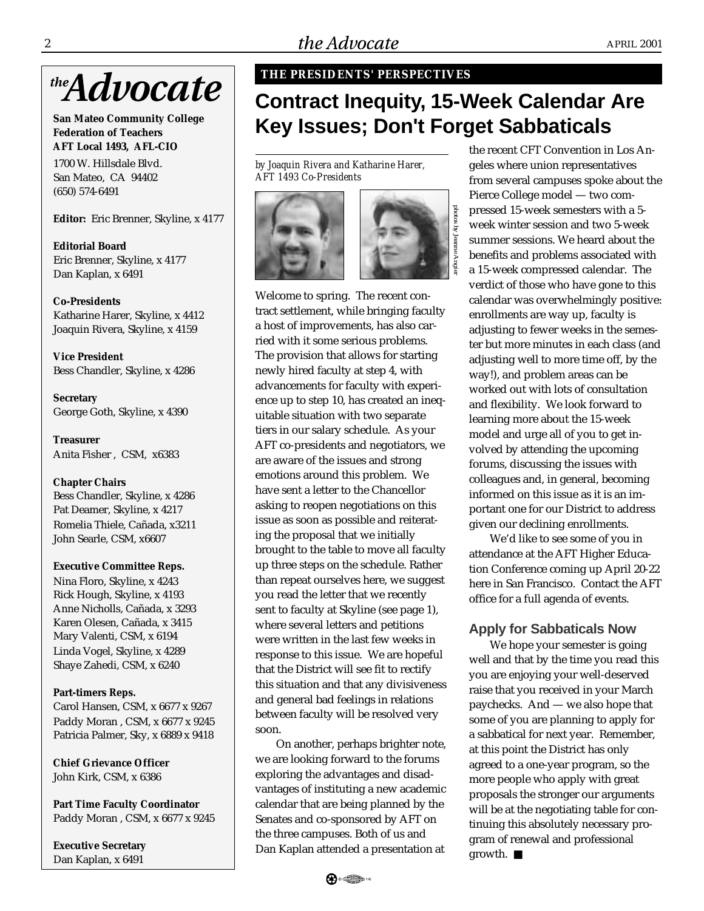# *the* Advocate

**San Mateo Community College Federation of Teachers**
**AFT Local 1493, AFL-CIO**

1700 W. Hillsdale Blvd.
San Mateo, CA 94402
(650) 574-6491

**Editor:** Eric Brenner, Skyline, x 4177

**Editorial Board**
Eric Brenner, Skyline, x 4177
Dan Kaplan, x 6491

**Co-Presidents**
Katharine Harer, Skyline, x 4412
Joaquin Rivera, Skyline, x 4159

**Vice President**
Bess Chandler, Skyline, x 4286

**Secretary**
George Goth, Skyline, x 4390

**Treasurer**
Anita Fisher , CSM, x6383

**Chapter Chairs**
Bess Chandler, Skyline, x 4286
Pat Deamer, Skyline, x 4217
Romelia Thiele, Cañada, x3211
John Searle, CSM, x6607

**Executive Committee Reps.**
Nina Floro, Skyline, x 4243
Rick Hough, Skyline, x 4193
Anne Nicholls, Cañada, x 3293
Karen Olesen, Cañada, x 3415
Mary Valenti, CSM, x 6194
Linda Vogel, Skyline, x 4289
Shaye Zahedi, CSM, x 6240

**Part-timers Reps.**
Carol Hansen, CSM, x 6677 x 9267
Paddy Moran , CSM, x 6677 x 9245
Patricia Palmer, Sky, x 6889 x 9418

**Chief Grievance Officer**
John Kirk, CSM, x 6386

**Part Time Faculty Coordinator**
Paddy Moran , CSM, x 6677 x 9245

**Executive Secretary**
Dan Kaplan, x 6491

**THE PRESIDENTS' PERSPECTIVES**

# Contract Inequity, 15-Week Calendar Are Key Issues; Don't Forget Sabbaticals

*by Joaquin Rivera and Katharine Harer, AFT 1493 Co-Presidents*

photos by Jeanne Angier

Welcome to spring. The recent contract settlement, while bringing faculty a host of improvements, has also carried with it some serious problems. The provision that allows for starting newly hired faculty at step 4, with advancements for faculty with experience up to step 10, has created an inequitable situation with two separate tiers in our salary schedule. As your AFT co-presidents and negotiators, we are aware of the issues and strong emotions around this problem. We have sent a letter to the Chancellor asking to reopen negotiations on this issue as soon as possible and reiterating the proposal that we initially brought to the table to move all faculty up three steps on the schedule. Rather than repeat ourselves here, we suggest you read the letter that we recently sent to faculty at Skyline (see page 1), where several letters and petitions were written in the last few weeks in response to this issue. We are hopeful that the District will see fit to rectify this situation and that any divisiveness and general bad feelings in relations between faculty will be resolved very soon.

On another, perhaps brighter note, we are looking forward to the forums exploring the advantages and disadvantages of instituting a new academic calendar that are being planned by the Senates and co-sponsored by AFT on the three campuses. Both of us and Dan Kaplan attended a presentation at the recent CFT Convention in Los Angeles where union representatives from several campuses spoke about the Pierce College model — two compressed 15-week semesters with a 5-week winter session and two 5-week summer sessions. We heard about the benefits and problems associated with a 15-week compressed calendar. The verdict of those who have gone to this calendar was overwhelmingly positive: enrollments are way up, faculty is adjusting to fewer weeks in the semester but more minutes in each class (and adjusting well to more time off, by the way!), and problem areas can be worked out with lots of consultation and flexibility. We look forward to learning more about the 15-week model and urge all of you to get involved by attending the upcoming forums, discussing the issues with colleagues and, in general, becoming informed on this issue as it is an important one for our District to address given our declining enrollments.

We'd like to see some of you in attendance at the AFT Higher Education Conference coming up April 20-22 here in San Francisco. Contact the AFT office for a full agenda of events.

## Apply for Sabbaticals Now

We hope your semester is going well and that by the time you read this you are enjoying your well-deserved raise that you received in your March paychecks. And — we also hope that some of you are planning to apply for a sabbatical for next year. Remember, at this point the District has only agreed to a one-year program, so the more people who apply with great proposals the stronger our arguments will be at the negotiating table for continuing this absolutely necessary program of renewal and professional growth. ■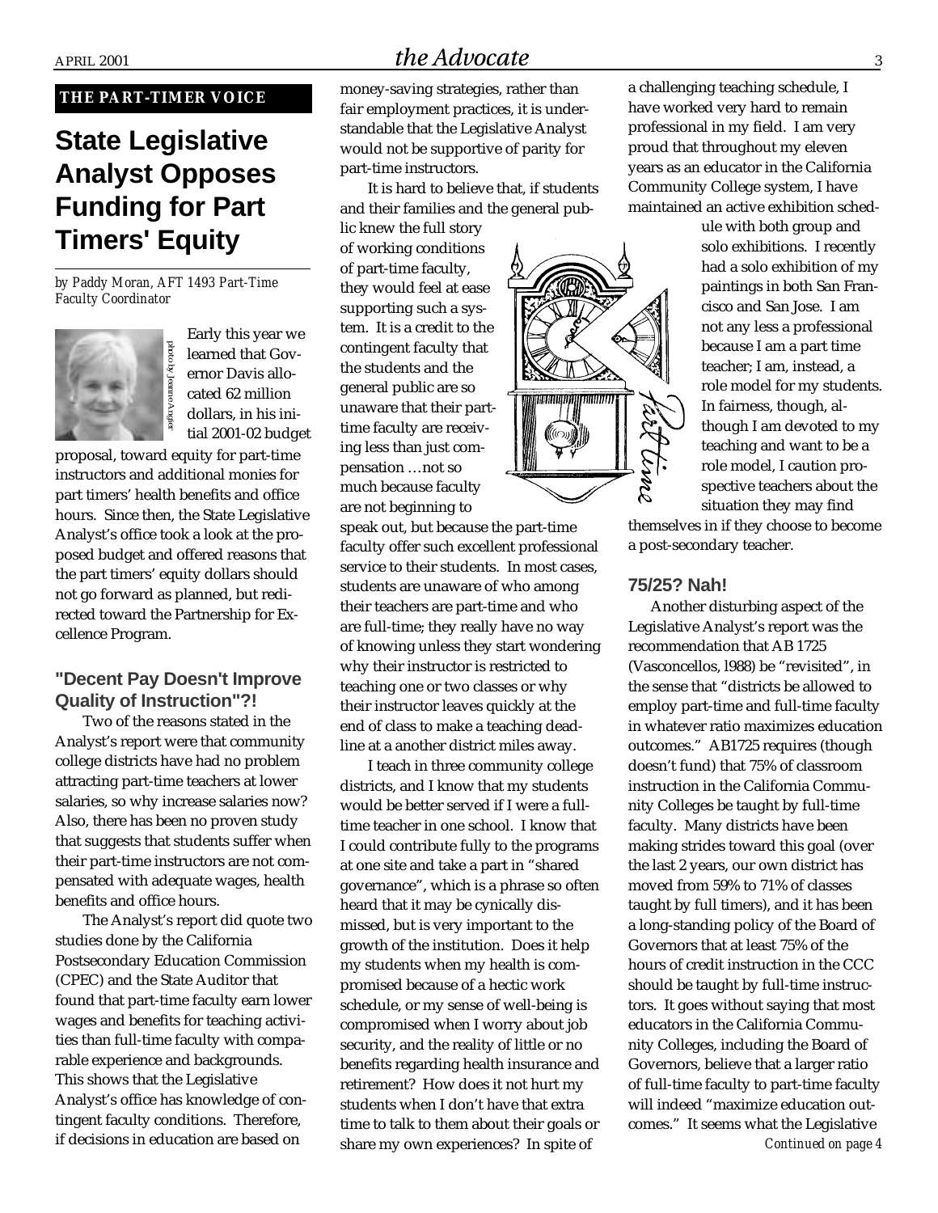THE PART-TIMER VOICE

# State Legislative Analyst Opposes Funding for Part Timers' Equity

*by Paddy Moran, AFT 1493 Part-Time Faculty Coordinator*

photo by Jeanne Angier

Early this year we learned that Governor Davis allocated 62 million dollars, in his initial 2001-02 budget proposal, toward equity for part-time instructors and additional monies for part timers' health benefits and office hours. Since then, the State Legislative Analyst's office took a look at the proposed budget and offered reasons that the part timers' equity dollars should not go forward as planned, but redirected toward the Partnership for Excellence Program.

## "Decent Pay Doesn't Improve Quality of Instruction"?!

Two of the reasons stated in the Analyst's report were that community college districts have had no problem attracting part-time teachers at lower salaries, so why increase salaries now? Also, there has been no proven study that suggests that students suffer when their part-time instructors are not compensated with adequate wages, health benefits and office hours.

The Analyst's report did quote two studies done by the California Postsecondary Education Commission (CPEC) and the State Auditor that found that part-time faculty earn lower wages and benefits for teaching activities than full-time faculty with comparable experience and backgrounds. This shows that the Legislative Analyst's office has knowledge of contingent faculty conditions. Therefore, if decisions in education are based on money-saving strategies, rather than fair employment practices, it is understandable that the Legislative Analyst would not be supportive of parity for part-time instructors.

It is hard to believe that, if students and their families and the general public knew the full story of working conditions of part-time faculty, they would feel at ease supporting such a system. It is a credit to the contingent faculty that the students and the general public are so unaware that their part-time faculty are receiving less than just compensation …not so much because faculty are not beginning to speak out, but because the part-time faculty offer such excellent professional service to their students. In most cases, students are unaware of who among their teachers are part-time and who are full-time; they really have no way of knowing unless they start wondering why their instructor is restricted to teaching one or two classes or why their instructor leaves quickly at the end of class to make a teaching deadline at a another district miles away.

I teach in three community college districts, and I know that my students would be better served if I were a full-time teacher in one school. I know that I could contribute fully to the programs at one site and take a part in "shared governance", which is a phrase so often heard that it may be cynically dismissed, but is very important to the growth of the institution. Does it help my students when my health is compromised because of a hectic work schedule, or my sense of well-being is compromised when I worry about job security, and the reality of little or no benefits regarding health insurance and retirement? How does it not hurt my students when I don't have that extra time to talk to them about their goals or share my own experiences? In spite of a challenging teaching schedule, I have worked very hard to remain professional in my field. I am very proud that throughout my eleven years as an educator in the California Community College system, I have maintained an active exhibition schedule with both group and solo exhibitions. I recently had a solo exhibition of my paintings in both San Francisco and San Jose. I am not any less a professional because I am a part time teacher; I am, instead, a role model for my students. In fairness, though, although I am devoted to my teaching and want to be a role model, I caution prospective teachers about the situation they may find themselves in if they choose to become a post-secondary teacher.

## 75/25? Nah!

Another disturbing aspect of the Legislative Analyst's report was the recommendation that AB 1725 (Vasconcellos, l988) be "revisited", in the sense that "districts be allowed to employ part-time and full-time faculty in whatever ratio maximizes education outcomes." AB1725 requires (though doesn't fund) that 75% of classroom instruction in the California Community Colleges be taught by full-time faculty. Many districts have been making strides toward this goal (over the last 2 years, our own district has moved from 59% to 71% of classes taught by full timers), and it has been a long-standing policy of the Board of Governors that at least 75% of the hours of credit instruction in the CCC should be taught by full-time instructors. It goes without saying that most educators in the California Community Colleges, including the Board of Governors, believe that a larger ratio of full-time faculty to part-time faculty will indeed "maximize education outcomes." It seems what the Legislative

*Continued on page 4*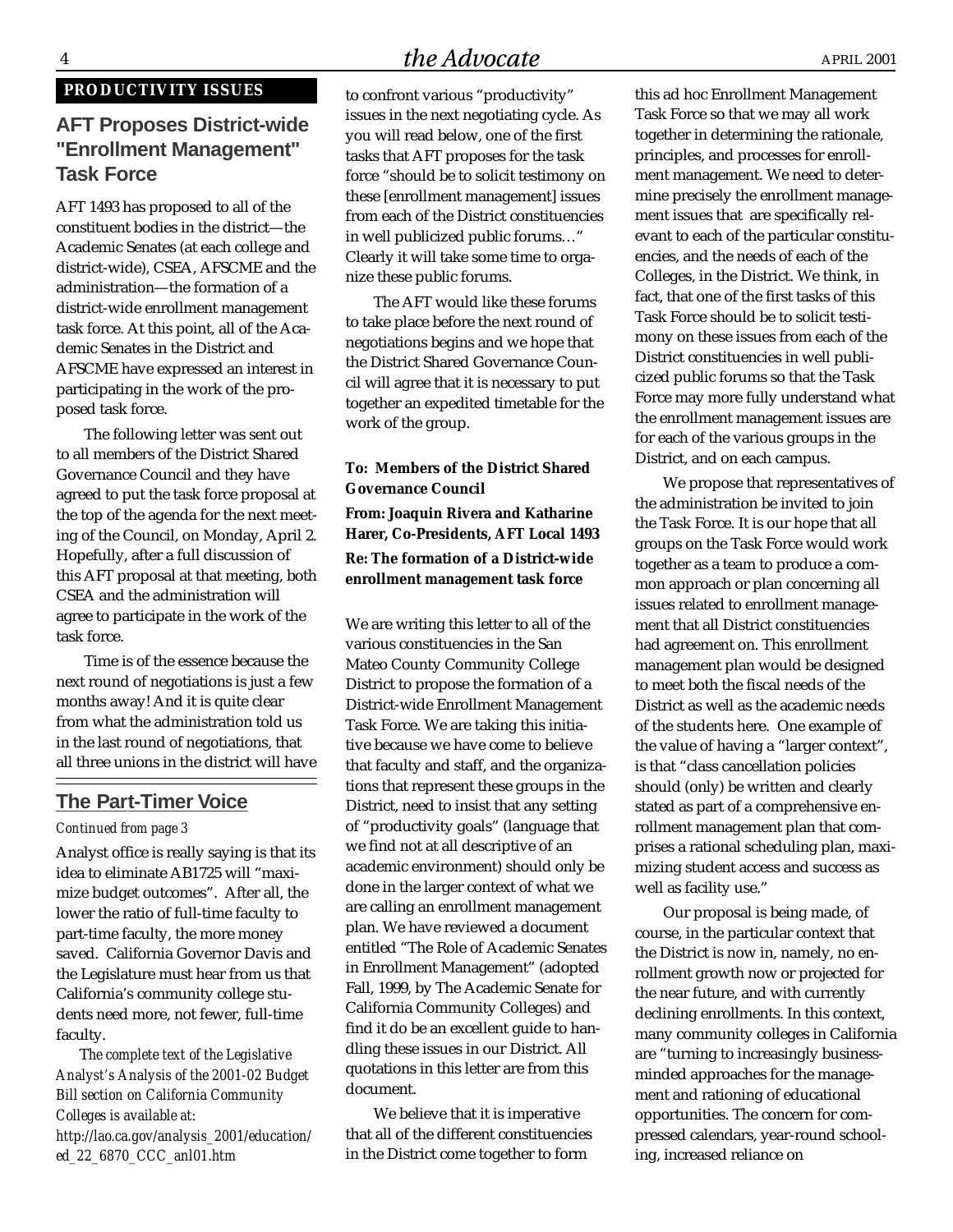**PRODUCTIVITY ISSUES**

## AFT Proposes District-wide "Enrollment Management" Task Force

AFT 1493 has proposed to all of the constituent bodies in the district—the Academic Senates (at each college and district-wide), CSEA, AFSCME and the administration—the formation of a district-wide enrollment management task force. At this point, all of the Academic Senates in the District and AFSCME have expressed an interest in participating in the work of the proposed task force.

The following letter was sent out to all members of the District Shared Governance Council and they have agreed to put the task force proposal at the top of the agenda for the next meeting of the Council, on Monday, April 2. Hopefully, after a full discussion of this AFT proposal at that meeting, both CSEA and the administration will agree to participate in the work of the task force.

Time is of the essence because the next round of negotiations is just a few months away! And it is quite clear from what the administration told us in the last round of negotiations, that all three unions in the district will have to confront various "productivity" issues in the next negotiating cycle. As you will read below, one of the first tasks that AFT proposes for the task force "should be to solicit testimony on these [enrollment management] issues from each of the District constituencies in well publicized public forums…" Clearly it will take some time to organize these public forums.

The AFT would like these forums to take place before the next round of negotiations begins and we hope that the District Shared Governance Council will agree that it is necessary to put together an expedited timetable for the work of the group.

**To: Members of the District Shared Governance Council**

**From: Joaquin Rivera and Katharine Harer, Co-Presidents, AFT Local 1493**

**Re: The formation of a District-wide enrollment management task force**

We are writing this letter to all of the various constituencies in the San Mateo County Community College District to propose the formation of a District-wide Enrollment Management Task Force. We are taking this initiative because we have come to believe that faculty and staff, and the organizations that represent these groups in the District, need to insist that any setting of "productivity goals" (language that we find not at all descriptive of an academic environment) should only be done in the larger context of what we are calling an enrollment management plan. We have reviewed a document entitled "The Role of Academic Senates in Enrollment Management" (adopted Fall, 1999, by The Academic Senate for California Community Colleges) and find it do be an excellent guide to handling these issues in our District. All quotations in this letter are from this document.

We believe that it is imperative that all of the different constituencies in the District come together to form this ad hoc Enrollment Management Task Force so that we may all work together in determining the rationale, principles, and processes for enrollment management. We need to determine precisely the enrollment management issues that are specifically relevant to each of the particular constituencies, and the needs of each of the Colleges, in the District. We think, in fact, that one of the first tasks of this Task Force should be to solicit testimony on these issues from each of the District constituencies in well publicized public forums so that the Task Force may more fully understand what the enrollment management issues are for each of the various groups in the District, and on each campus.

We propose that representatives of the administration be invited to join the Task Force. It is our hope that all groups on the Task Force would work together as a team to produce a common approach or plan concerning all issues related to enrollment management that all District constituencies had agreement on. This enrollment management plan would be designed to meet both the fiscal needs of the District as well as the academic needs of the students here. One example of the value of having a "larger context", is that "class cancellation policies should (only) be written and clearly stated as part of a comprehensive enrollment management plan that comprises a rational scheduling plan, maximizing student access and success as well as facility use."

Our proposal is being made, of course, in the particular context that the District is now in, namely, no enrollment growth now or projected for the near future, and with currently declining enrollments. In this context, many community colleges in California are "turning to increasingly business-minded approaches for the management and rationing of educational opportunities. The concern for compressed calendars, year-round schooling, increased reliance on

## The Part-Timer Voice

*Continued from page 3*

Analyst office is really saying is that its idea to eliminate AB1725 will "maximize budget outcomes". After all, the lower the ratio of full-time faculty to part-time faculty, the more money saved. California Governor Davis and the Legislature must hear from us that California's community college students need more, not fewer, full-time faculty.

*The complete text of the Legislative Analyst's Analysis of the 2001-02 Budget Bill section on California Community Colleges is available at: http://lao.ca.gov/analysis_2001/education/ed_22_6870_CCC_anl01.htm*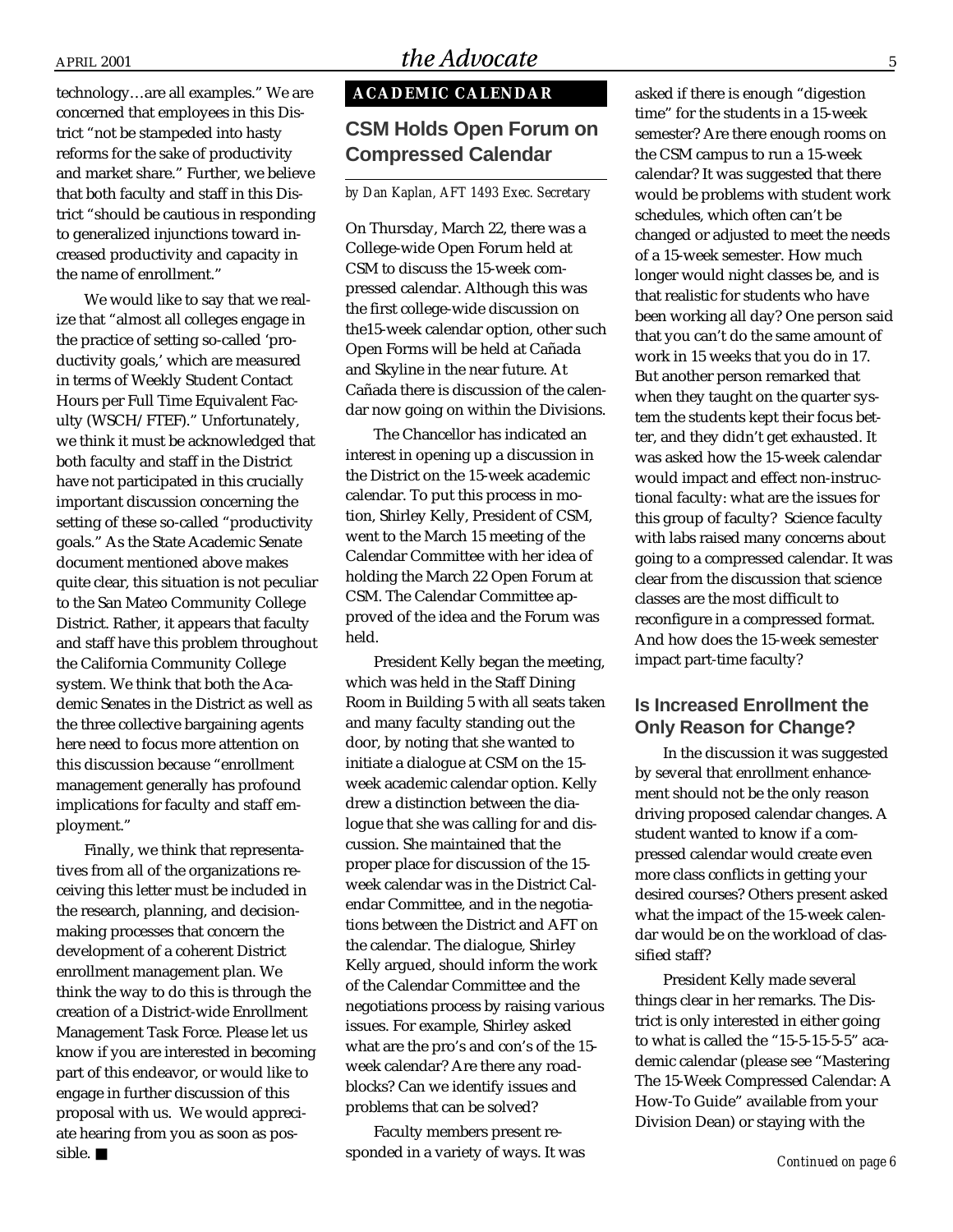technology…are all examples." We are concerned that employees in this District "not be stampeded into hasty reforms for the sake of productivity and market share." Further, we believe that both faculty and staff in this District "should be cautious in responding to generalized injunctions toward increased productivity and capacity in the name of enrollment."

We would like to say that we realize that "almost all colleges engage in the practice of setting so-called 'productivity goals,' which are measured in terms of Weekly Student Contact Hours per Full Time Equivalent Faculty (WSCH/FTEF)." Unfortunately, we think it must be acknowledged that both faculty and staff in the District have not participated in this crucially important discussion concerning the setting of these so-called "productivity goals." As the State Academic Senate document mentioned above makes quite clear, this situation is not peculiar to the San Mateo Community College District. Rather, it appears that faculty and staff have this problem throughout the California Community College system. We think that both the Academic Senates in the District as well as the three collective bargaining agents here need to focus more attention on this discussion because "enrollment management generally has profound implications for faculty and staff employment."

Finally, we think that representatives from all of the organizations receiving this letter must be included in the research, planning, and decision-making processes that concern the development of a coherent District enrollment management plan. We think the way to do this is through the creation of a District-wide Enrollment Management Task Force. Please let us know if you are interested in becoming part of this endeavor, or would like to engage in further discussion of this proposal with us. We would appreciate hearing from you as soon as possible. ■

**ACADEMIC CALENDAR**

## CSM Holds Open Forum on Compressed Calendar

*by Dan Kaplan, AFT 1493 Exec. Secretary*

On Thursday, March 22, there was a College-wide Open Forum held at CSM to discuss the 15-week compressed calendar. Although this was the first college-wide discussion on the15-week calendar option, other such Open Forms will be held at Cañada and Skyline in the near future. At Cañada there is discussion of the calendar now going on within the Divisions.

The Chancellor has indicated an interest in opening up a discussion in the District on the 15-week academic calendar. To put this process in motion, Shirley Kelly, President of CSM, went to the March 15 meeting of the Calendar Committee with her idea of holding the March 22 Open Forum at CSM. The Calendar Committee approved of the idea and the Forum was held.

President Kelly began the meeting, which was held in the Staff Dining Room in Building 5 with all seats taken and many faculty standing out the door, by noting that she wanted to initiate a dialogue at CSM on the 15-week academic calendar option. Kelly drew a distinction between the dialogue that she was calling for and discussion. She maintained that the proper place for discussion of the 15-week calendar was in the District Calendar Committee, and in the negotiations between the District and AFT on the calendar. The dialogue, Shirley Kelly argued, should inform the work of the Calendar Committee and the negotiations process by raising various issues. For example, Shirley asked what are the pro's and con's of the 15-week calendar? Are there any roadblocks? Can we identify issues and problems that can be solved?

Faculty members present responded in a variety of ways. It was asked if there is enough "digestion time" for the students in a 15-week semester? Are there enough rooms on the CSM campus to run a 15-week calendar? It was suggested that there would be problems with student work schedules, which often can't be changed or adjusted to meet the needs of a 15-week semester. How much longer would night classes be, and is that realistic for students who have been working all day? One person said that you can't do the same amount of work in 15 weeks that you do in 17. But another person remarked that when they taught on the quarter system the students kept their focus better, and they didn't get exhausted. It was asked how the 15-week calendar would impact and effect non-instructional faculty: what are the issues for this group of faculty? Science faculty with labs raised many concerns about going to a compressed calendar. It was clear from the discussion that science classes are the most difficult to reconfigure in a compressed format. And how does the 15-week semester impact part-time faculty?

### Is Increased Enrollment the Only Reason for Change?

In the discussion it was suggested by several that enrollment enhancement should not be the only reason driving proposed calendar changes. A student wanted to know if a compressed calendar would create even more class conflicts in getting your desired courses? Others present asked what the impact of the 15-week calendar would be on the workload of classified staff?

President Kelly made several things clear in her remarks. The District is only interested in either going to what is called the "15-5-15-5-5" academic calendar (please see "Mastering The 15-Week Compressed Calendar: A How-To Guide" available from your Division Dean) or staying with the

*Continued on page 6*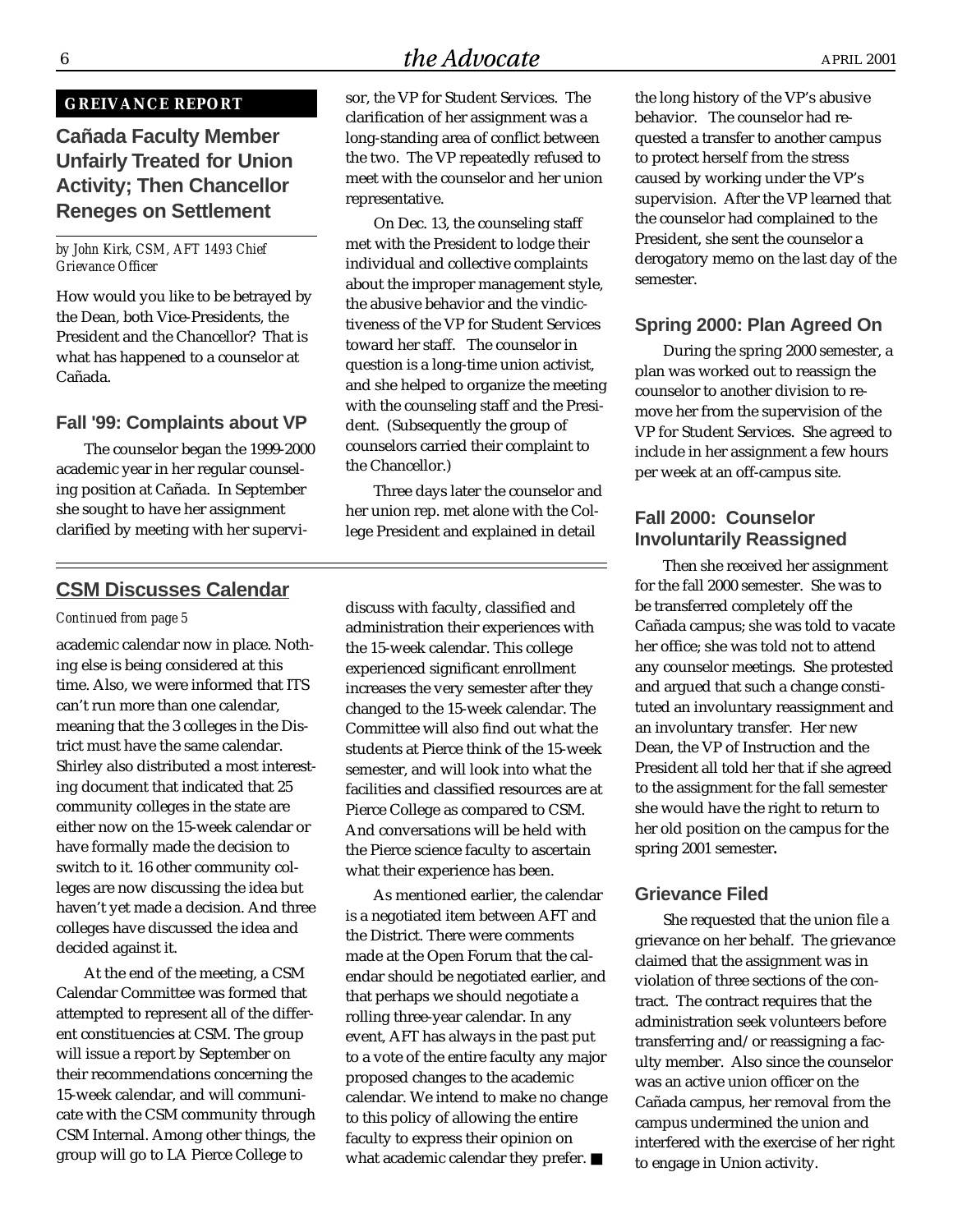**GREIVANCE REPORT**

## Cañada Faculty Member Unfairly Treated for Union Activity; Then Chancellor Reneges on Settlement

*by John Kirk, CSM, AFT 1493 Chief Grievance Officer*

How would you like to be betrayed by the Dean, both Vice-Presidents, the President and the Chancellor? That is what has happened to a counselor at Cañada.

### Fall '99: Complaints about VP

The counselor began the 1999-2000 academic year in her regular counseling position at Cañada. In September she sought to have her assignment clarified by meeting with her supervisor, the VP for Student Services. The clarification of her assignment was a long-standing area of conflict between the two. The VP repeatedly refused to meet with the counselor and her union representative.

On Dec. 13, the counseling staff met with the President to lodge their individual and collective complaints about the improper management style, the abusive behavior and the vindictiveness of the VP for Student Services toward her staff. The counselor in question is a long-time union activist, and she helped to organize the meeting with the counseling staff and the President. (Subsequently the group of counselors carried their complaint to the Chancellor.)

Three days later the counselor and her union rep. met alone with the College President and explained in detail the long history of the VP's abusive behavior. The counselor had requested a transfer to another campus to protect herself from the stress caused by working under the VP's supervision. After the VP learned that the counselor had complained to the President, she sent the counselor a derogatory memo on the last day of the semester.

### Spring 2000: Plan Agreed On

During the spring 2000 semester, a plan was worked out to reassign the counselor to another division to remove her from the supervision of the VP for Student Services. She agreed to include in her assignment a few hours per week at an off-campus site.

### Fall 2000: Counselor Involuntarily Reassigned

Then she received her assignment for the fall 2000 semester. She was to be transferred completely off the Cañada campus; she was told to vacate her office; she was told not to attend any counselor meetings. She protested and argued that such a change constituted an involuntary reassignment and an involuntary transfer. Her new Dean, the VP of Instruction and the President all told her that if she agreed to the assignment for the fall semester she would have the right to return to her old position on the campus for the spring 2001 semester**.**

### Grievance Filed

She requested that the union file a grievance on her behalf. The grievance claimed that the assignment was in violation of three sections of the contract. The contract requires that the administration seek volunteers before transferring and/or reassigning a faculty member. Also since the counselor was an active union officer on the Cañada campus, her removal from the campus undermined the union and interfered with the exercise of her right to engage in Union activity.

---

## CSM Discusses Calendar

*Continued from page 5*

academic calendar now in place. Nothing else is being considered at this time. Also, we were informed that ITS can't run more than one calendar, meaning that the 3 colleges in the District must have the same calendar. Shirley also distributed a most interesting document that indicated that 25 community colleges in the state are either now on the 15-week calendar or have formally made the decision to switch to it. 16 other community colleges are now discussing the idea but haven't yet made a decision. And three colleges have discussed the idea and decided against it.

At the end of the meeting, a CSM Calendar Committee was formed that attempted to represent all of the different constituencies at CSM. The group will issue a report by September on their recommendations concerning the 15-week calendar, and will communicate with the CSM community through CSM Internal. Among other things, the group will go to LA Pierce College to discuss with faculty, classified and administration their experiences with the 15-week calendar. This college experienced significant enrollment increases the very semester after they changed to the 15-week calendar. The Committee will also find out what the students at Pierce think of the 15-week semester, and will look into what the facilities and classified resources are at Pierce College as compared to CSM. And conversations will be held with the Pierce science faculty to ascertain what their experience has been.

As mentioned earlier, the calendar is a negotiated item between AFT and the District. There were comments made at the Open Forum that the calendar should be negotiated earlier, and that perhaps we should negotiate a rolling three-year calendar. In any event, AFT has always in the past put to a vote of the entire faculty any major proposed changes to the academic calendar. We intend to make no change to this policy of allowing the entire faculty to express their opinion on what academic calendar they prefer. ■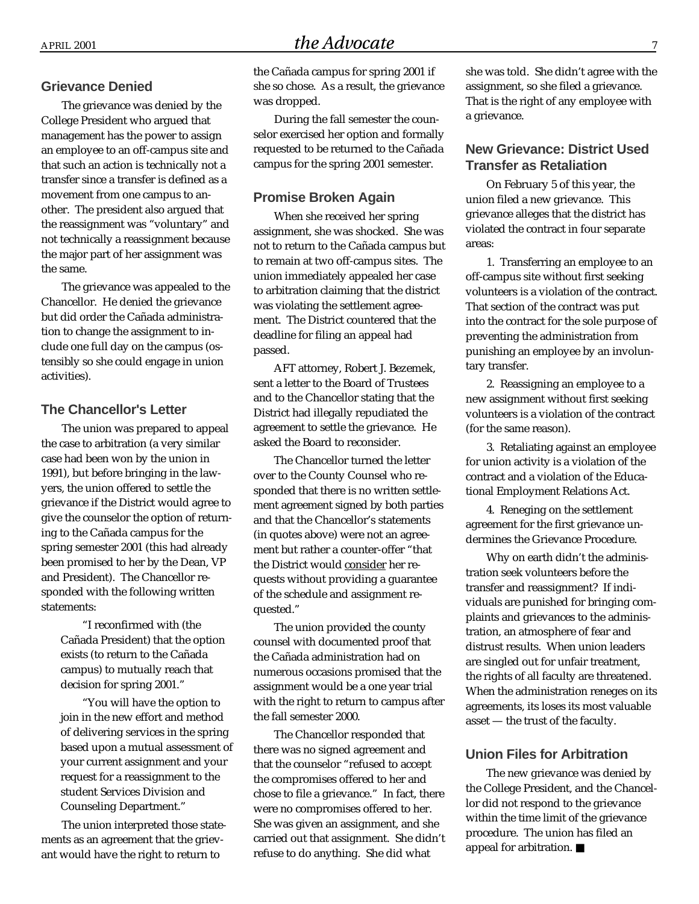## Grievance Denied

The grievance was denied by the College President who argued that management has the power to assign an employee to an off-campus site and that such an action is technically not a transfer since a transfer is defined as a movement from one campus to another. The president also argued that the reassignment was "voluntary" and not technically a reassignment because the major part of her assignment was the same.

The grievance was appealed to the Chancellor. He denied the grievance but did order the Cañada administration to change the assignment to include one full day on the campus (ostensibly so she could engage in union activities).

## The Chancellor's Letter

The union was prepared to appeal the case to arbitration (a very similar case had been won by the union in 1991), but before bringing in the lawyers, the union offered to settle the grievance if the District would agree to give the counselor the option of returning to the Cañada campus for the spring semester 2001 (this had already been promised to her by the Dean, VP and President). The Chancellor responded with the following written statements:

> "I reconfirmed with (the Cañada President) that the option exists (to return to the Cañada campus) to mutually reach that decision for spring 2001."
>
> "You will have the option to join in the new effort and method of delivering services in the spring based upon a mutual assessment of your current assignment and your request for a reassignment to the student Services Division and Counseling Department."

The union interpreted those statements as an agreement that the grievant would have the right to return to the Cañada campus for spring 2001 if she so chose. As a result, the grievance was dropped.

During the fall semester the counselor exercised her option and formally requested to be returned to the Cañada campus for the spring 2001 semester.

## Promise Broken Again

When she received her spring assignment, she was shocked. She was not to return to the Cañada campus but to remain at two off-campus sites. The union immediately appealed her case to arbitration claiming that the district was violating the settlement agreement. The District countered that the deadline for filing an appeal had passed.

AFT attorney, Robert J. Bezemek, sent a letter to the Board of Trustees and to the Chancellor stating that the District had illegally repudiated the agreement to settle the grievance. He asked the Board to reconsider.

The Chancellor turned the letter over to the County Counsel who responded that there is no written settlement agreement signed by both parties and that the Chancellor's statements (in quotes above) were not an agreement but rather a counter-offer "that the District would consider her requests without providing a guarantee of the schedule and assignment requested."

The union provided the county counsel with documented proof that the Cañada administration had on numerous occasions promised that the assignment would be a one year trial with the right to return to campus after the fall semester 2000.

The Chancellor responded that there was no signed agreement and that the counselor "refused to accept the compromises offered to her and chose to file a grievance." In fact, there were no compromises offered to her. She was given an assignment, and she carried out that assignment. She didn't refuse to do anything. She did what she was told. She didn't agree with the assignment, so she filed a grievance. That is the right of any employee with a grievance.

## New Grievance: District Used Transfer as Retaliation

On February 5 of this year, the union filed a new grievance. This grievance alleges that the district has violated the contract in four separate areas:

1. Transferring an employee to an off-campus site without first seeking volunteers is a violation of the contract. That section of the contract was put into the contract for the sole purpose of preventing the administration from punishing an employee by an involuntary transfer.

2. Reassigning an employee to a new assignment without first seeking volunteers is a violation of the contract (for the same reason).

3. Retaliating against an employee for union activity is a violation of the contract and a violation of the Educational Employment Relations Act.

4. Reneging on the settlement agreement for the first grievance undermines the Grievance Procedure.

Why on earth didn't the administration seek volunteers before the transfer and reassignment? If individuals are punished for bringing complaints and grievances to the administration, an atmosphere of fear and distrust results. When union leaders are singled out for unfair treatment, the rights of all faculty are threatened. When the administration reneges on its agreements, its loses its most valuable asset — the trust of the faculty.

## Union Files for Arbitration

The new grievance was denied by the College President, and the Chancellor did not respond to the grievance within the time limit of the grievance procedure. The union has filed an appeal for arbitration. ■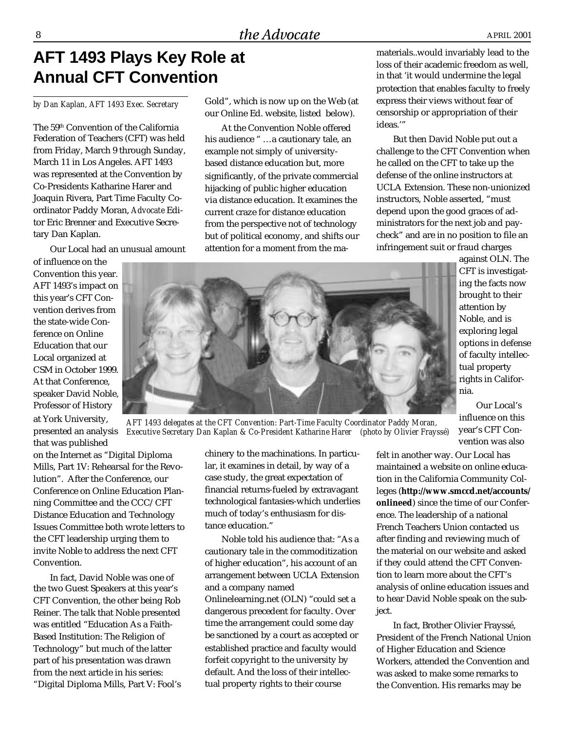# AFT 1493 Plays Key Role at Annual CFT Convention

*by Dan Kaplan, AFT 1493 Exec. Secretary*

The 59th Convention of the California Federation of Teachers (CFT) was held from Friday, March 9 through Sunday, March 11 in Los Angeles. AFT 1493 was represented at the Convention by Co-Presidents Katharine Harer and Joaquin Rivera, Part Time Faculty Coordinator Paddy Moran, *Advocate* Editor Eric Brenner and Executive Secretary Dan Kaplan.

Our Local had an unusual amount of influence on the Convention this year. AFT 1493's impact on this year's CFT Convention derives from the state-wide Conference on Online Education that our Local organized at CSM in October 1999. At that Conference, speaker David Noble, Professor of History at York University, presented an analysis that was published on the Internet as "Digital Diploma Mills, Part 1V: Rehearsal for the Revolution". After the Conference, our Conference on Online Education Planning Committee and the CCC/CFT Distance Education and Technology Issues Committee both wrote letters to the CFT leadership urging them to invite Noble to address the next CFT Convention.

In fact, David Noble was one of the two Guest Speakers at this year's CFT Convention, the other being Rob Reiner. The talk that Noble presented was entitled "Education As a Faith-Based Institution: The Religion of Technology" but much of the latter part of his presentation was drawn from the next article in his series: "Digital Diploma Mills, Part V: Fool's Gold", which is now up on the Web (at our Online Ed. website, listed below).

At the Convention Noble offered his audience " …a cautionary tale, an example not simply of university-based distance education but, more significantly, of the private commercial hijacking of public higher education via distance education. It examines the current craze for distance education from the perspective not of technology but of political economy, and shifts our attention for a moment from the machinery to the machinations. In particular, it examines in detail, by way of a case study, the great expectation of financial returns-fueled by extravagant technological fantasies-which underlies much of today's enthusiasm for distance education."

Noble told his audience that: "As a cautionary tale in the commoditization of higher education", his account of an arrangement between UCLA Extension and a company named Onlinelearning.net (OLN) "could set a dangerous precedent for faculty. Over time the arrangement could some day be sanctioned by a court as accepted or established practice and faculty would forfeit copyright to the university by default. And the loss of their intellectual property rights to their course materials..would invariably lead to the loss of their academic freedom as well, in that 'it would undermine the legal protection that enables faculty to freely express their views without fear of censorship or appropriation of their ideas.'"

But then David Noble put out a challenge to the CFT Convention when he called on the CFT to take up the defense of the online instructors at UCLA Extension. These non-unionized instructors, Noble asserted, "must depend upon the good graces of administrators for the next job and paycheck" and are in no position to file an infringement suit or fraud charges against OLN. The CFT is investigating the facts now brought to their attention by Noble, and is exploring legal options in defense of faculty intellectual property rights in California.

*AFT 1493 delegates at the CFT Convention: Part-Time Faculty Coordinator Paddy Moran, Executive Secretary Dan Kaplan & Co-President Katharine Harer (photo by Olivier Frayssé)*

Our Local's influence on this year's CFT Convention was also felt in another way. Our Local has maintained a website on online education in the California Community Colleges (**http://www.smccd.net/accounts/onlineed**) since the time of our Conference. The leadership of a national French Teachers Union contacted us after finding and reviewing much of the material on our website and asked if they could attend the CFT Convention to learn more about the CFT's analysis of online education issues and to hear David Noble speak on the subject.

In fact, Brother Olivier Frayssé, President of the French National Union of Higher Education and Science Workers, attended the Convention and was asked to make some remarks to the Convention. His remarks may be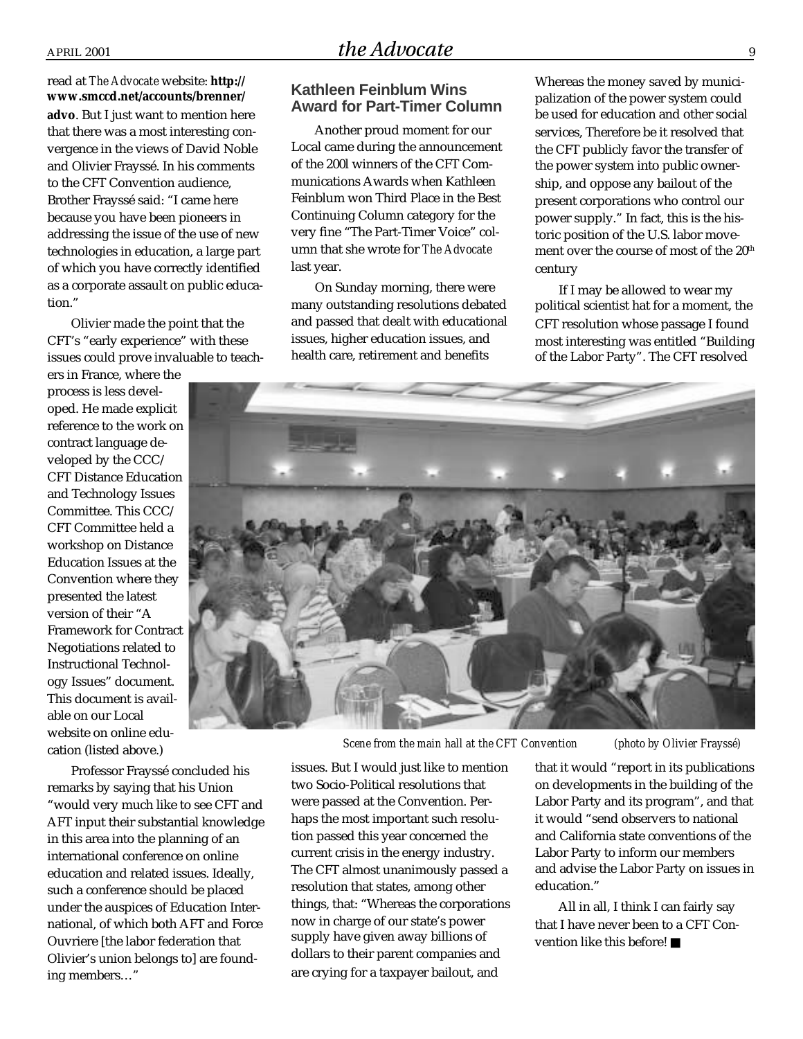read at *The Advocate* website: **http://www.smccd.net/accounts/brenner/advo**. But I just want to mention here that there was a most interesting convergence in the views of David Noble and Olivier Frayssé. In his comments to the CFT Convention audience, Brother Frayssé said: "I came here because you have been pioneers in addressing the issue of the use of new technologies in education, a large part of which you have correctly identified as a corporate assault on public education."

Olivier made the point that the CFT's "early experience" with these issues could prove invaluable to teachers in France, where the process is less developed. He made explicit reference to the work on contract language developed by the CCC/CFT Distance Education and Technology Issues Committee. This CCC/CFT Committee held a workshop on Distance Education Issues at the Convention where they presented the latest version of their "A Framework for Contract Negotiations related to Instructional Technology Issues" document. This document is available on our Local website on online education (listed above.)

Professor Frayssé concluded his remarks by saying that his Union "would very much like to see CFT and AFT input their substantial knowledge in this area into the planning of an international conference on online education and related issues. Ideally, such a conference should be placed under the auspices of Education International, of which both AFT and Force Ouvriere [the labor federation that Olivier's union belongs to] are founding members…"

## Kathleen Feinblum Wins Award for Part-Timer Column

Another proud moment for our Local came during the announcement of the 200l winners of the CFT Communications Awards when Kathleen Feinblum won Third Place in the Best Continuing Column category for the very fine "The Part-Timer Voice" column that she wrote for *The Advocate* last year.

On Sunday morning, there were many outstanding resolutions debated and passed that dealt with educational issues, higher education issues, and health care, retirement and benefits issues. But I would just like to mention two Socio-Political resolutions that were passed at the Convention. Perhaps the most important such resolution passed this year concerned the current crisis in the energy industry. The CFT almost unanimously passed a resolution that states, among other things, that: "Whereas the corporations now in charge of our state's power supply have given away billions of dollars to their parent companies and are crying for a taxpayer bailout, and Whereas the money saved by municipalization of the power system could be used for education and other social services, Therefore be it resolved that the CFT publicly favor the transfer of the power system into public ownership, and oppose any bailout of the present corporations who control our power supply." In fact, this is the historic position of the U.S. labor movement over the course of most of the 20th century

*Scene from the main hall at the CFT Convention (photo by Olivier Frayssé)*

If I may be allowed to wear my political scientist hat for a moment, the CFT resolution whose passage I found most interesting was entitled "Building of the Labor Party". The CFT resolved that it would "report in its publications on developments in the building of the Labor Party and its program", and that it would "send observers to national and California state conventions of the Labor Party to inform our members and advise the Labor Party on issues in education."

All in all, I think I can fairly say that I have never been to a CFT Convention like this before! ■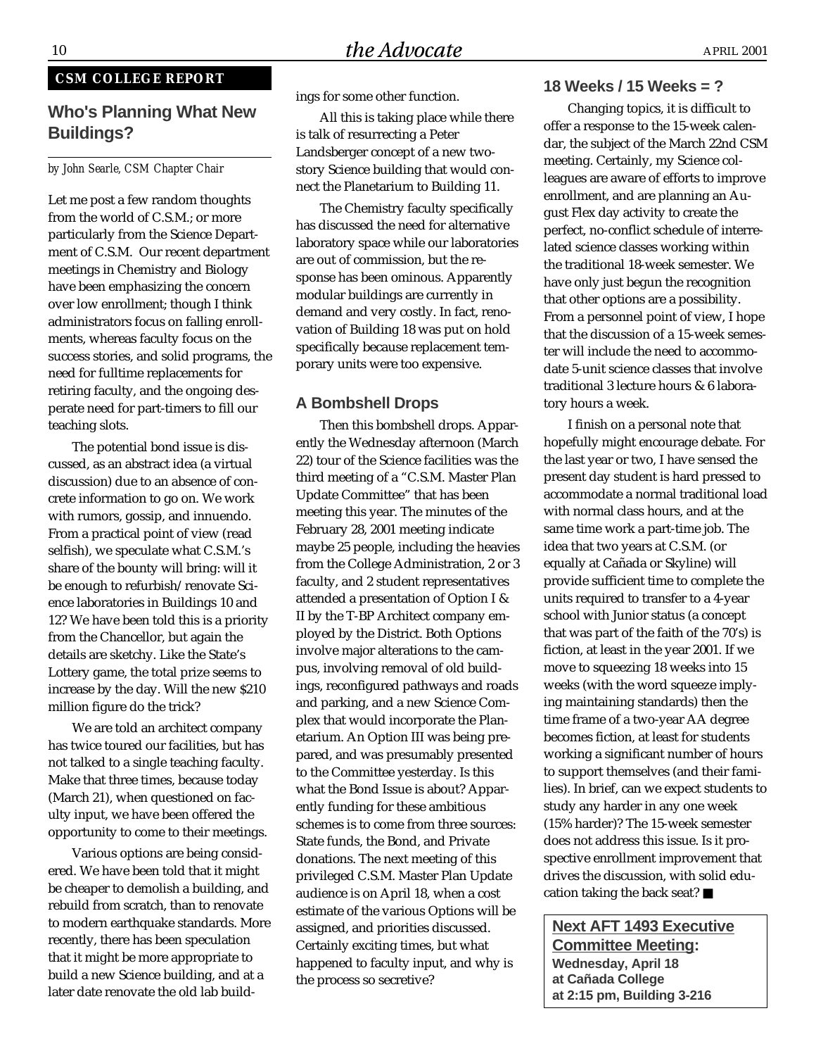**CSM COLLEGE REPORT**

## Who's Planning What New Buildings?

*by John Searle, CSM Chapter Chair*

Let me post a few random thoughts from the world of C.S.M.; or more particularly from the Science Department of C.S.M. Our recent department meetings in Chemistry and Biology have been emphasizing the concern over low enrollment; though I think administrators focus on falling enrollments, whereas faculty focus on the success stories, and solid programs, the need for fulltime replacements for retiring faculty, and the ongoing desperate need for part-timers to fill our teaching slots.

The potential bond issue is discussed, as an abstract idea (a virtual discussion) due to an absence of concrete information to go on. We work with rumors, gossip, and innuendo. From a practical point of view (read selfish), we speculate what C.S.M.'s share of the bounty will bring: will it be enough to refurbish/renovate Science laboratories in Buildings 10 and 12? We have been told this is a priority from the Chancellor, but again the details are sketchy. Like the State's Lottery game, the total prize seems to increase by the day. Will the new $210 million figure do the trick?

We are told an architect company has twice toured our facilities, but has not talked to a single teaching faculty. Make that three times, because today (March 21), when questioned on faculty input, we have been offered the opportunity to come to their meetings.

Various options are being considered. We have been told that it might be cheaper to demolish a building, and rebuild from scratch, than to renovate to modern earthquake standards. More recently, there has been speculation that it might be more appropriate to build a new Science building, and at a later date renovate the old lab buildings for some other function.

All this is taking place while there is talk of resurrecting a Peter Landsberger concept of a new two-story Science building that would connect the Planetarium to Building 11.

The Chemistry faculty specifically has discussed the need for alternative laboratory space while our laboratories are out of commission, but the response has been ominous. Apparently modular buildings are currently in demand and very costly. In fact, renovation of Building 18 was put on hold specifically because replacement temporary units were too expensive.

### A Bombshell Drops

Then this bombshell drops. Apparently the Wednesday afternoon (March 22) tour of the Science facilities was the third meeting of a "C.S.M. Master Plan Update Committee" that has been meeting this year. The minutes of the February 28, 2001 meeting indicate maybe 25 people, including the heavies from the College Administration, 2 or 3 faculty, and 2 student representatives attended a presentation of Option I & II by the T-BP Architect company employed by the District. Both Options involve major alterations to the campus, involving removal of old buildings, reconfigured pathways and roads and parking, and a new Science Complex that would incorporate the Planetarium. An Option III was being prepared, and was presumably presented to the Committee yesterday. Is this what the Bond Issue is about? Apparently funding for these ambitious schemes is to come from three sources: State funds, the Bond, and Private donations. The next meeting of this privileged C.S.M. Master Plan Update audience is on April 18, when a cost estimate of the various Options will be assigned, and priorities discussed. Certainly exciting times, but what happened to faculty input, and why is the process so secretive?

### 18 Weeks / 15 Weeks = ?

Changing topics, it is difficult to offer a response to the 15-week calendar, the subject of the March 22nd CSM meeting. Certainly, my Science colleagues are aware of efforts to improve enrollment, and are planning an August Flex day activity to create the perfect, no-conflict schedule of interrelated science classes working within the traditional 18-week semester. We have only just begun the recognition that other options are a possibility. From a personnel point of view, I hope that the discussion of a 15-week semester will include the need to accommodate 5-unit science classes that involve traditional 3 lecture hours & 6 laboratory hours a week.

I finish on a personal note that hopefully might encourage debate. For the last year or two, I have sensed the present day student is hard pressed to accommodate a normal traditional load with normal class hours, and at the same time work a part-time job. The idea that two years at C.S.M. (or equally at Cañada or Skyline) will provide sufficient time to complete the units required to transfer to a 4-year school with Junior status (a concept that was part of the faith of the 70's) is fiction, at least in the year 2001. If we move to squeezing 18 weeks into 15 weeks (with the word squeeze implying maintaining standards) then the time frame of a two-year AA degree becomes fiction, at least for students working a significant number of hours to support themselves (and their families). In brief, can we expect students to study any harder in any one week (15% harder)? The 15-week semester does not address this issue. Is it prospective enrollment improvement that drives the discussion, with solid education taking the back seat? ■

**Next AFT 1493 Executive Committee Meeting:**
**Wednesday, April 18**
**at Cañada College**
**at 2:15 pm, Building 3-216**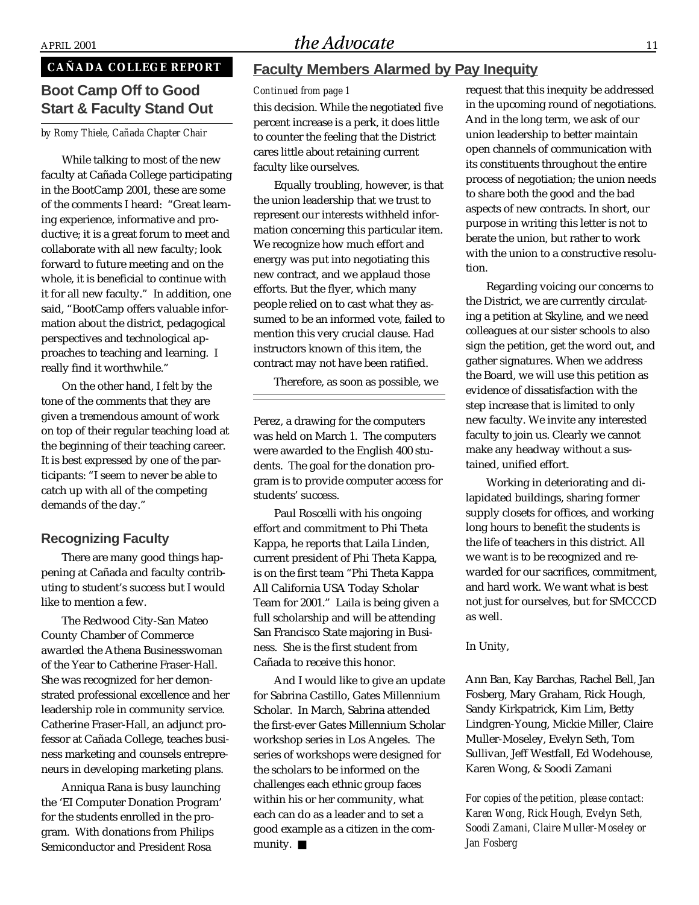**CAÑADA COLLEGE REPORT**

## Boot Camp Off to Good Start & Faculty Stand Out

*by Romy Thiele, Cañada Chapter Chair*

While talking to most of the new faculty at Cañada College participating in the BootCamp 2001, these are some of the comments I heard: "Great learning experience, informative and productive; it is a great forum to meet and collaborate with all new faculty; look forward to future meeting and on the whole, it is beneficial to continue with it for all new faculty." In addition, one said, "BootCamp offers valuable information about the district, pedagogical perspectives and technological approaches to teaching and learning. I really find it worthwhile."

On the other hand, I felt by the tone of the comments that they are given a tremendous amount of work on top of their regular teaching load at the beginning of their teaching career. It is best expressed by one of the participants: "I seem to never be able to catch up with all of the competing demands of the day."

### Recognizing Faculty

There are many good things happening at Cañada and faculty contributing to student's success but I would like to mention a few.

The Redwood City-San Mateo County Chamber of Commerce awarded the Athena Businesswoman of the Year to Catherine Fraser-Hall. She was recognized for her demonstrated professional excellence and her leadership role in community service. Catherine Fraser-Hall, an adjunct professor at Cañada College, teaches business marketing and counsels entrepreneurs in developing marketing plans.

Anniqua Rana is busy launching the 'EI Computer Donation Program' for the students enrolled in the program. With donations from Philips Semiconductor and President Rosa Perez, a drawing for the computers was held on March 1. The computers were awarded to the English 400 students. The goal for the donation program is to provide computer access for students' success.

Paul Roscelli with his ongoing effort and commitment to Phi Theta Kappa, he reports that Laila Linden, current president of Phi Theta Kappa, is on the first team "Phi Theta Kappa All California USA Today Scholar Team for 2001." Laila is being given a full scholarship and will be attending San Francisco State majoring in Business. She is the first student from Cañada to receive this honor.

And I would like to give an update for Sabrina Castillo, Gates Millennium Scholar. In March, Sabrina attended the first-ever Gates Millennium Scholar workshop series in Los Angeles. The series of workshops were designed for the scholars to be informed on the challenges each ethnic group faces within his or her community, what each can do as a leader and to set a good example as a citizen in the community. ■

## Faculty Members Alarmed by Pay Inequity

*Continued from page 1*

this decision. While the negotiated five percent increase is a perk, it does little to counter the feeling that the District cares little about retaining current faculty like ourselves.

Equally troubling, however, is that the union leadership that we trust to represent our interests withheld information concerning this particular item. We recognize how much effort and energy was put into negotiating this new contract, and we applaud those efforts. But the flyer, which many people relied on to cast what they assumed to be an informed vote, failed to mention this very crucial clause. Had instructors known of this item, the contract may not have been ratified.

Therefore, as soon as possible, we request that this inequity be addressed in the upcoming round of negotiations. And in the long term, we ask of our union leadership to better maintain open channels of communication with its constituents throughout the entire process of negotiation; the union needs to share both the good and the bad aspects of new contracts. In short, our purpose in writing this letter is not to berate the union, but rather to work with the union to a constructive resolution.

Regarding voicing our concerns to the District, we are currently circulating a petition at Skyline, and we need colleagues at our sister schools to also sign the petition, get the word out, and gather signatures. When we address the Board, we will use this petition as evidence of dissatisfaction with the step increase that is limited to only new faculty. We invite any interested faculty to join us. Clearly we cannot make any headway without a sustained, unified effort.

Working in deteriorating and dilapidated buildings, sharing former supply closets for offices, and working long hours to benefit the students is the life of teachers in this district. All we want is to be recognized and rewarded for our sacrifices, commitment, and hard work. We want what is best not just for ourselves, but for SMCCCD as well.

In Unity,

Ann Ban, Kay Barchas, Rachel Bell, Jan Fosberg, Mary Graham, Rick Hough, Sandy Kirkpatrick, Kim Lim, Betty Lindgren-Young, Mickie Miller, Claire Muller-Moseley, Evelyn Seth, Tom Sullivan, Jeff Westfall, Ed Wodehouse, Karen Wong, & Soodi Zamani

*For copies of the petition, please contact: Karen Wong, Rick Hough, Evelyn Seth, Soodi Zamani, Claire Muller-Moseley or Jan Fosberg*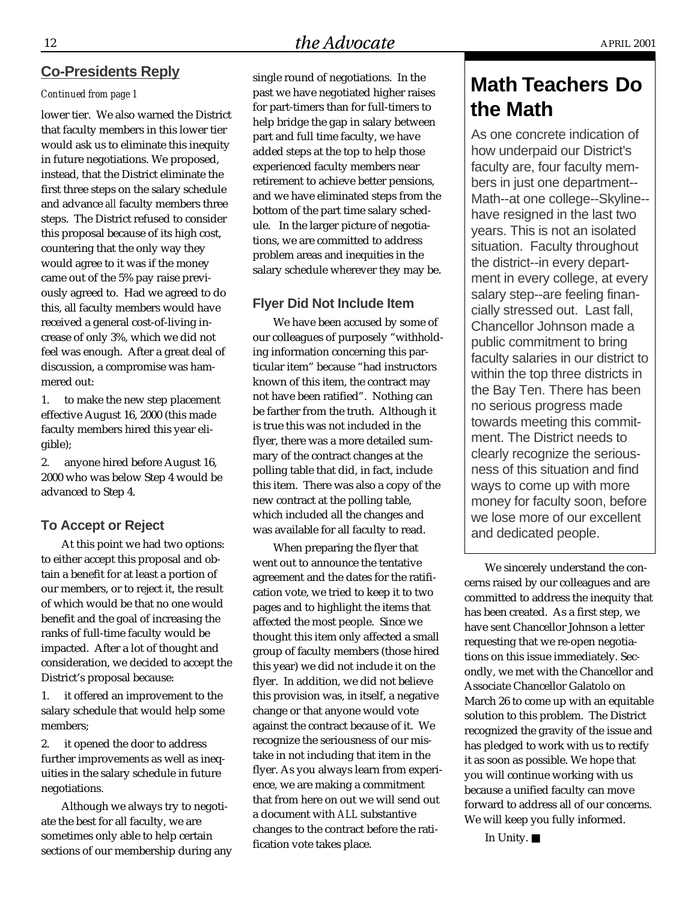## Co-Presidents Reply

*Continued from page 1*

lower tier. We also warned the District that faculty members in this lower tier would ask us to eliminate this inequity in future negotiations. We proposed, instead, that the District eliminate the first three steps on the salary schedule and advance *all* faculty members three steps. The District refused to consider this proposal because of its high cost, countering that the only way they would agree to it was if the money came out of the 5% pay raise previously agreed to. Had we agreed to do this, all faculty members would have received a general cost-of-living increase of only 3%, which we did not feel was enough. After a great deal of discussion, a compromise was hammered out:

1. to make the new step placement effective August 16, 2000 (this made faculty members hired this year eligible);
2. anyone hired before August 16, 2000 who was below Step 4 would be advanced to Step 4.

### To Accept or Reject

At this point we had two options: to either accept this proposal and obtain a benefit for at least a portion of our members, or to reject it, the result of which would be that no one would benefit and the goal of increasing the ranks of full-time faculty would be impacted. After a lot of thought and consideration, we decided to accept the District's proposal because:

1. it offered an improvement to the salary schedule that would help some members;
2. it opened the door to address further improvements as well as inequities in the salary schedule in future negotiations.

Although we always try to negotiate the best for all faculty, we are sometimes only able to help certain sections of our membership during any single round of negotiations. In the past we have negotiated higher raises for part-timers than for full-timers to help bridge the gap in salary between part and full time faculty, we have added steps at the top to help those experienced faculty members near retirement to achieve better pensions, and we have eliminated steps from the bottom of the part time salary schedule. In the larger picture of negotiations, we are committed to address problem areas and inequities in the salary schedule wherever they may be.

### Flyer Did Not Include Item

We have been accused by some of our colleagues of purposely "withholding information concerning this particular item" because "had instructors known of this item, the contract may not have been ratified". Nothing can be farther from the truth. Although it is true this was not included in the flyer, there was a more detailed summary of the contract changes at the polling table that did, in fact, include this item. There was also a copy of the new contract at the polling table, which included all the changes and was available for all faculty to read.

When preparing the flyer that went out to announce the tentative agreement and the dates for the ratification vote, we tried to keep it to two pages and to highlight the items that affected the most people. Since we thought this item only affected a small group of faculty members (those hired this year) we did not include it on the flyer. In addition, we did not believe this provision was, in itself, a negative change or that anyone would vote against the contract because of it. We recognize the seriousness of our mistake in not including that item in the flyer. As you always learn from experience, we are making a commitment that from here on out we will send out a document with *ALL* substantive changes to the contract before the ratification vote takes place.

We sincerely understand the concerns raised by our colleagues and are committed to address the inequity that has been created. As a first step, we have sent Chancellor Johnson a letter requesting that we re-open negotiations on this issue immediately. Secondly, we met with the Chancellor and Associate Chancellor Galatolo on March 26 to come up with an equitable solution to this problem. The District recognized the gravity of the issue and has pledged to work with us to rectify it as soon as possible. We hope that you will continue working with us because a unified faculty can move forward to address all of our concerns. We will keep you fully informed.

In Unity. ■

## Math Teachers Do the Math

As one concrete indication of how underpaid our District's faculty are, four faculty members in just one department--Math--at one college--Skyline--have resigned in the last two years. This is not an isolated situation. Faculty throughout the district--in every department in every college, at every salary step--are feeling financially stressed out. Last fall, Chancellor Johnson made a public commitment to bring faculty salaries in our district to within the top three districts in the Bay Ten. There has been no serious progress made towards meeting this commitment. The District needs to clearly recognize the seriousness of this situation and find ways to come up with more money for faculty soon, before we lose more of our excellent and dedicated people.